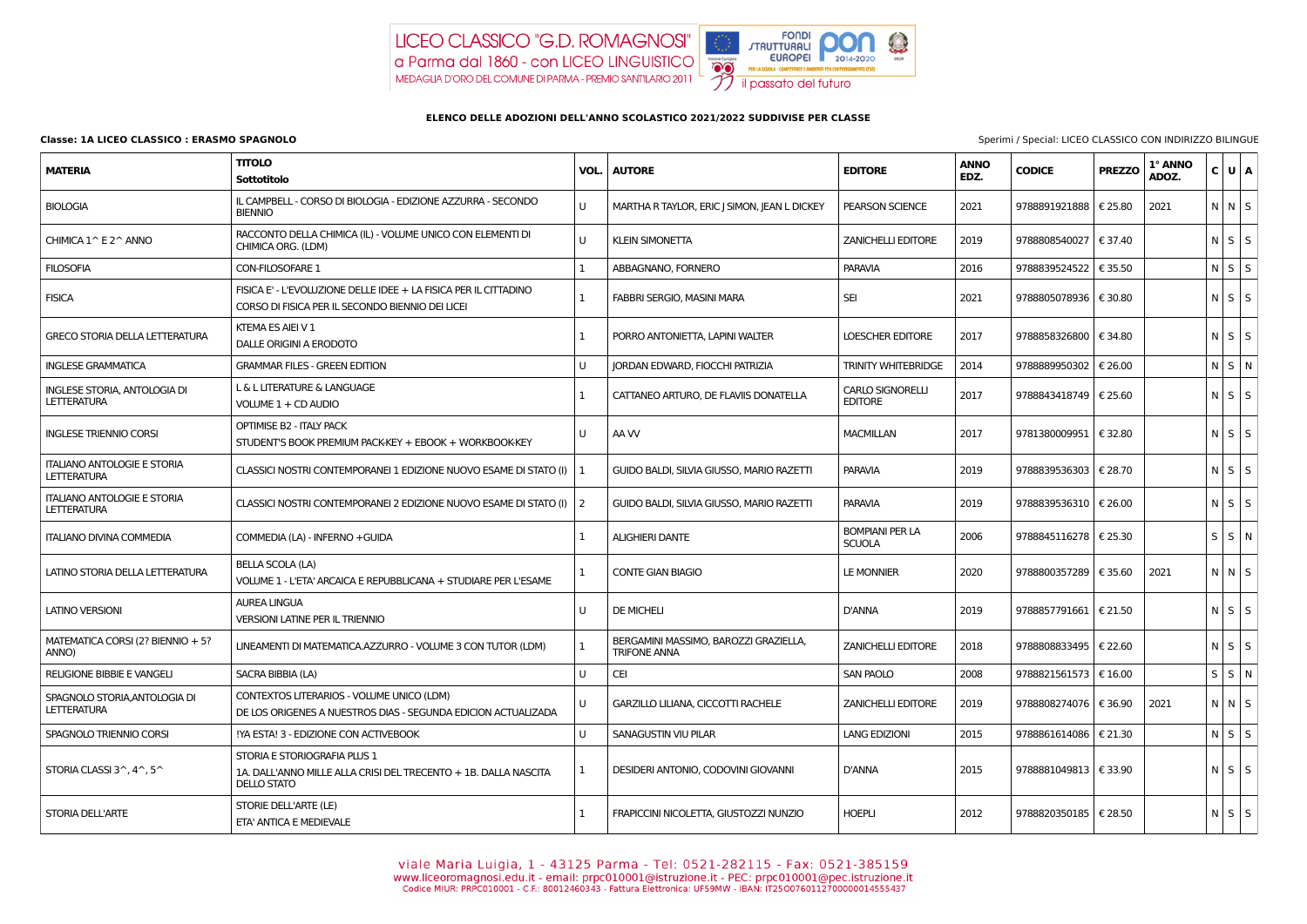LICEO CLASSICO "G.D. ROMAGNOSI" a Parma dal 1860 - con LICEO LINGUISTICO
MEDAGLIA D'ORO DEL COMUNE DI PARMA - PREMIO SANT'ILARIO 2011

FONDI STRUTTURALI EUROPEI PON 2014-2020 - il passato del futuro

**ELENCO DELLE ADOZIONI DELL'ANNO SCOLASTICO 2021/2022 SUDDIVISE PER CLASSE**

**Classe: 1A LICEO CLASSICO : ERASMO SPAGNOLO**

Sperimi / Special: LICEO CLASSICO CON INDIRIZZO BILINGUE

| MATERIA | TITOLO Sottotitolo | VOL. | AUTORE | EDITORE | ANNO EDZ. | CODICE | PREZZO | 1° ANNO ADOZ. | C | U | A |
|---|---|---|---|---|---|---|---|---|---|---|---|
| BIOLOGIA | IL CAMPBELL - CORSO DI BIOLOGIA - EDIZIONE AZZURRA - SECONDO BIENNIO | U | MARTHA R TAYLOR, ERIC J SIMON, JEAN L DICKEY | PEARSON SCIENCE | 2021 | 9788891921888 | € 25.80 | 2021 | N | N | S |
| CHIMICA 1^ E 2^ ANNO | RACCONTO DELLA CHIMICA (IL) - VOLUME UNICO CON ELEMENTI DI CHIMICA ORG. (LDM) | U | KLEIN SIMONETTA | ZANICHELLI EDITORE | 2019 | 9788808540027 | € 37.40 | | N | S | S |
| FILOSOFIA | CON-FILOSOFARE 1 | 1 | ABBAGNANO, FORNERO | PARAVIA | 2016 | 9788839524522 | € 35.50 | | N | S | S |
| FISICA | FISICA E' - L'EVOLUZIONE DELLE IDEE + LA FISICA PER IL CITTADINO<br>CORSO DI FISICA PER IL SECONDO BIENNIO DEI LICEI | 1 | FABBRI SERGIO, MASINI MARA | SEI | 2021 | 9788805078936 | € 30.80 | | N | S | S |
| GRECO STORIA DELLA LETTERATURA | KTEMA ES AIEI V 1<br>DALLE ORIGINI A ERODOTO | 1 | PORRO ANTONIETTA, LAPINI WALTER | LOESCHER EDITORE | 2017 | 9788858326800 | € 34.80 | | N | S | S |
| INGLESE GRAMMATICA | GRAMMAR FILES - GREEN EDITION | U | JORDAN EDWARD, FIOCCHI PATRIZIA | TRINITY WHITEBRIDGE | 2014 | 9788899950302 | € 26.00 | | N | S | N |
| INGLESE STORIA, ANTOLOGIA DI LETTERATURA | L & L LITERATURE & LANGUAGE<br>VOLUME 1 + CD AUDIO | 1 | CATTANEO ARTURO, DE FLAVIIS DONATELLA | CARLO SIGNORELLI EDITORE | 2017 | 9788843418749 | € 25.60 | | N | S | S |
| INGLESE TRIENNIO CORSI | OPTIMISE B2 - ITALY PACK<br>STUDENT'S BOOK PREMIUM PACK-KEY + EBOOK + WORKBOOK-KEY | U | AA VV | MACMILLAN | 2017 | 9781380009951 | € 32.80 | | N | S | S |
| ITALIANO ANTOLOGIE E STORIA LETTERATURA | CLASSICI NOSTRI CONTEMPORANEI 1 EDIZIONE NUOVO ESAME DI STATO (I) | 1 | GUIDO BALDI, SILVIA GIUSSO, MARIO RAZETTI | PARAVIA | 2019 | 9788839536303 | € 28.70 | | N | S | S |
| ITALIANO ANTOLOGIE E STORIA LETTERATURA | CLASSICI NOSTRI CONTEMPORANEI 2 EDIZIONE NUOVO ESAME DI STATO (I) | 2 | GUIDO BALDI, SILVIA GIUSSO, MARIO RAZETTI | PARAVIA | 2019 | 9788839536310 | € 26.00 | | N | S | S |
| ITALIANO DIVINA COMMEDIA | COMMEDIA (LA) - INFERNO +GUIDA | 1 | ALIGHIERI DANTE | BOMPIANI PER LA SCUOLA | 2006 | 9788845116278 | € 25.30 | | S | S | N |
| LATINO STORIA DELLA LETTERATURA | BELLA SCOLA (LA)<br>VOLUME 1 - L'ETA' ARCAICA E REPUBBLICANA + STUDIARE PER L'ESAME | 1 | CONTE GIAN BIAGIO | LE MONNIER | 2020 | 9788800357289 | € 35.60 | 2021 | N | N | S |
| LATINO VERSIONI | AUREA LINGUA<br>VERSIONI LATINE PER IL TRIENNIO | U | DE MICHELI | D'ANNA | 2019 | 9788857791661 | € 21.50 | | N | S | S |
| MATEMATICA CORSI (2? BIENNIO + 5? ANNO) | LINEAMENTI DI MATEMATICA.AZZURRO - VOLUME 3 CON TUTOR (LDM) | 1 | BERGAMINI MASSIMO, BAROZZI GRAZIELLA, TRIFONE ANNA | ZANICHELLI EDITORE | 2018 | 9788808833495 | € 22.60 | | N | S | S |
| RELIGIONE BIBBIE E VANGELI | SACRA BIBBIA (LA) | U | CEI | SAN PAOLO | 2008 | 9788821561573 | € 16.00 | | S | S | N |
| SPAGNOLO STORIA,ANTOLOGIA DI LETTERATURA | CONTEXTOS LITERARIOS - VOLUME UNICO (LDM)<br>DE LOS ORIGENES A NUESTROS DIAS - SEGUNDA EDICION ACTUALIZADA | U | GARZILLO LILIANA, CICCOTTI RACHELE | ZANICHELLI EDITORE | 2019 | 9788808274076 | € 36.90 | 2021 | N | N | S |
| SPAGNOLO TRIENNIO CORSI | !YA ESTA! 3 - EDIZIONE CON ACTIVEBOOK | U | SANAGUSTIN VIU PILAR | LANG EDIZIONI | 2015 | 9788861614086 | € 21.30 | | N | S | S |
| STORIA CLASSI 3^, 4^, 5^ | STORIA E STORIOGRAFIA PLUS 1<br>1A. DALL'ANNO MILLE ALLA CRISI DEL TRECENTO + 1B. DALLA NASCITA DELLO STATO | 1 | DESIDERI ANTONIO, CODOVINI GIOVANNI | D'ANNA | 2015 | 9788881049813 | € 33.90 | | N | S | S |
| STORIA DELL'ARTE | STORIE DELL'ARTE (LE)<br>ETA' ANTICA E MEDIEVALE | 1 | FRAPICCINI NICOLETTA, GIUSTOZZI NUNZIO | HOEPLI | 2012 | 9788820350185 | € 28.50 | | N | S | S |

viale Maria Luigia, 1 - 43125 Parma - Tel: 0521-282115 - Fax: 0521-385159
www.liceoromagnosi.edu.it - email: prpc010001@istruzione.it - PEC: prpc010001@pec.istruzione.it
Codice MIUR: PRPC010001 - C.F.: 80012460343 - Fattura Elettronica: UF59MW - IBAN: IT25O0760112700000014555437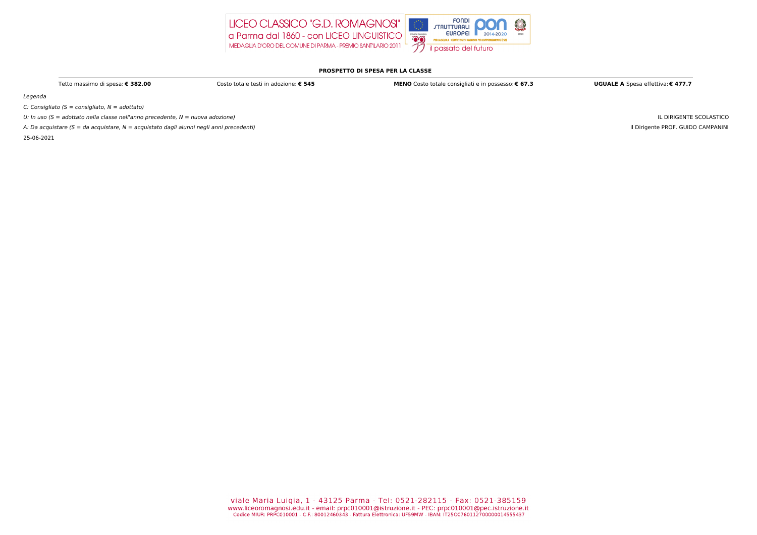**PROSPETTO DI SPESA PER LA CLASSE**

| | | | |
|---|---|---|---|
| Tetto massimo di spesa: **€ 382.00** | Costo totale testi in adozione: **€ 545** | **MENO** Costo totale consigliati e in possesso: **€ 67.3** | **UGUALE A** Spesa effettiva: **€ 477.7** |

*Legenda*

*C: Consigliato (S = consigliato, N = adottato)*

*U: In uso (S = adottato nella classe nell'anno precedente, N = nuova adozione)*

*A: Da acquistare (S = da acquistare, N = acquistato dagli alunni negli anni precedenti)*

25-06-2021

IL DIRIGENTE SCOLASTICO

Il Dirigente PROF. GUIDO CAMPANINI